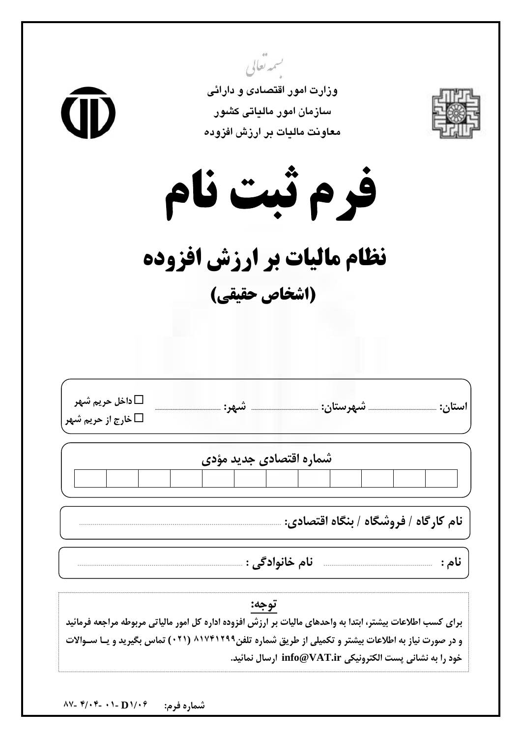بسمه تعالی

وزارت امور اقتصادی و دارائی

سازمان امور مالیاتی کشور

معاونت مالیات بر ارزش افزوده

# فرم ثبت نام

## نظام مالیات بر ارزش افزوده

## (اشخاص حقیقی)

استان: ............ شهرستان: ............ شهر: ............ ☐ داخل حریم شهر ☐ خارج از حریم شهر

**شماره اقتصادی جدید مؤدی**

| | | | | | | | | | | | |
|---|---|---|---|---|---|---|---|---|---|---|---|
| | | | | | | | | | | | |

**نام کارگاه / فروشگاه / بنگاه اقتصادی:** ............

**نام :** ............ **نام خانوادگی :** ............

**توجه:**

**برای کسب اطلاعات بیشتر، ابتدا به واحدهای مالیات بر ارزش افزوده اداره کل امور مالیاتی مربوطه مراجعه فرمائید و در صورت نیاز به اطلاعات بیشتر و تکمیلی از طریق شماره تلفن۸۱۷۴۱۲۹۹ (۰۲۱) تماس بگیرید و یا سوالات خود را به نشانی پست الکترونیکی info@VAT.ir ارسال نمائید.**

شماره فرم: D۱/۰۶ -۰۱ -۴/۰۴ -۸۷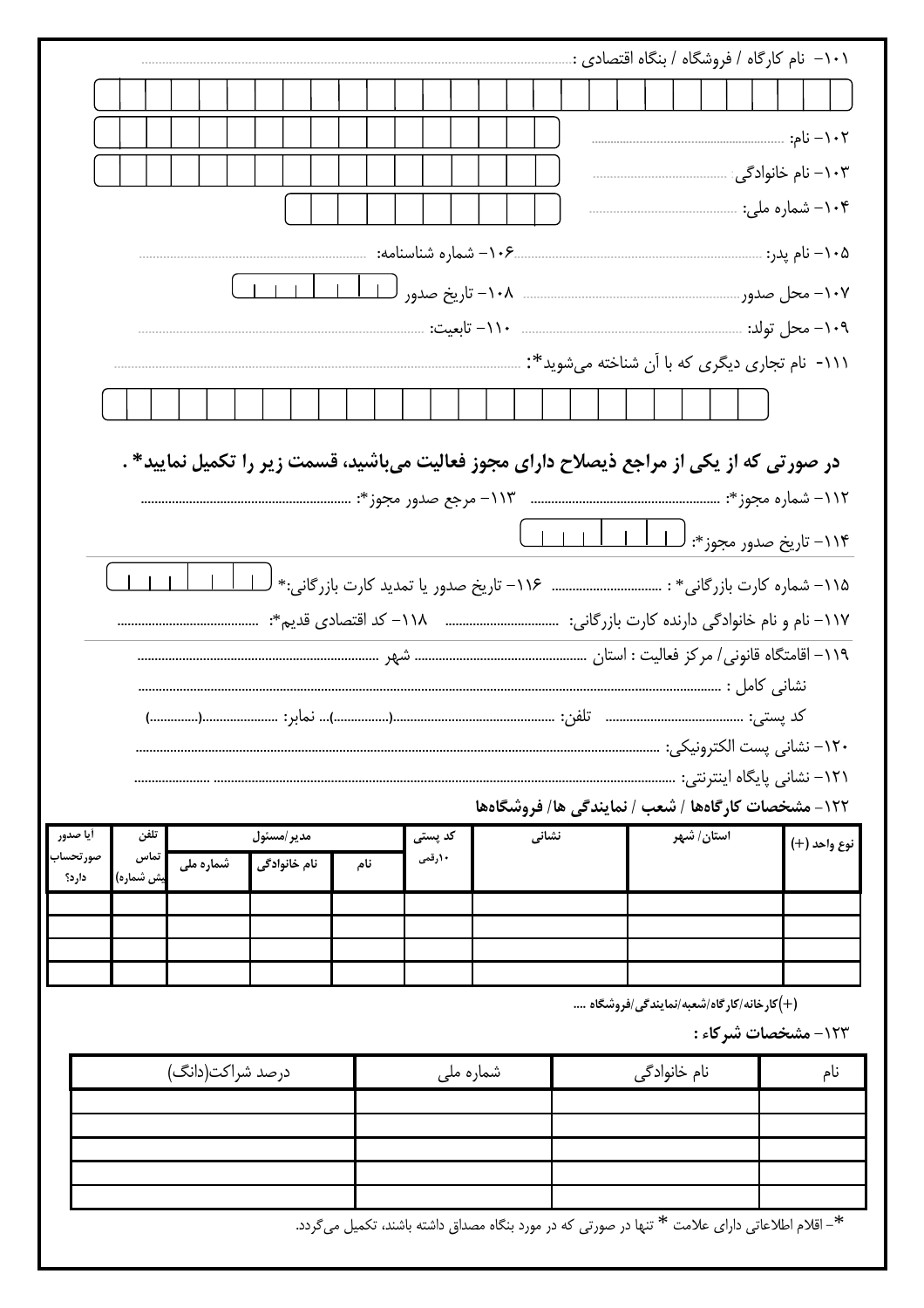۱۰۱- نام کارگاه / فروشگاه / بنگاه اقتصادی : ..............................................................................................

۱۰۲- نام: ..............................

۱۰۳- نام خانوادگی ..............................

۱۰۴- شماره ملی: ..............................

۱۰۵- نام پدر: .............................. ۱۰۶- شماره شناسنامه: ..............................

۱۰۷- محل صدور .............................. ۱۰۸- تاریخ صدور

۱۰۹- محل تولد: .............................. ۱۱۰- تابعیت: ..............................

۱۱۱- نام تجاری دیگری که با آن شناخته می‌شوید*: ..............................

**در صورتی که از یکی از مراجع ذیصلاح دارای مجوز فعالیت می‌باشید، قسمت زیر را تکمیل نمایید* .**

۱۱۲- شماره مجوز*: .............................. ۱۱۳- مرجع صدور مجوز*: ..............................

۱۱۴- تاریخ صدور مجوز*:

۱۱۵- شماره کارت بازرگانی* : .............................. ۱۱۶- تاریخ صدور یا تمدید کارت بازرگانی:*

۱۱۷- نام و نام خانوادگی دارنده کارت بازرگانی: .............................. ۱۱۸- کد اقتصادی قدیم*: ..............................

۱۱۹- اقامتگاه قانونی/ مرکز فعالیت : استان .............................. شهر ..............................

نشانی کامل : ..............................................................................................

کد پستی: .............................. تلفن: ..............................(..............)... نمابر: ..............................(..............)

۱۲۰- نشانی پست الکترونیکی: ..............................................................................................

۱۲۱- نشانی پایگاه اینترنتی: ..............................................................................................

**۱۲۲- مشخصات کارگاه‌ها / شعب / نمایندگی ها/ فروشگاه‌ها**

| نوع واحد (+) | استان/ شهر | نشانی | کد پستی ۱۰رقمی | مدیر/مسئول | | | تلفن تماس (پیش شماره) | آیا صدور صورتحساب دارد؟ |
|---|---|---|---|---|---|---|---|---|
| | | | | نام | نام خانوادگی | شماره ملی | | |
| | | | | | | | | |
| | | | | | | | | |
| | | | | | | | | |
| | | | | | | | | |

(+)کارخانه/کارگاه/شعبه/نمایندگی/فروشگاه ....

**۱۲۳- مشخصات شرکاء :**

| نام | نام خانوادگی | شماره ملی | درصد شراکت(دانگ) |
|---|---|---|---|
| | | | |
| | | | |
| | | | |
| | | | |
| | | | |

*- اقلام اطلاعاتی دارای علامت * تنها در صورتی که در مورد بنگاه مصداق داشته باشند، تکمیل می‌گردد.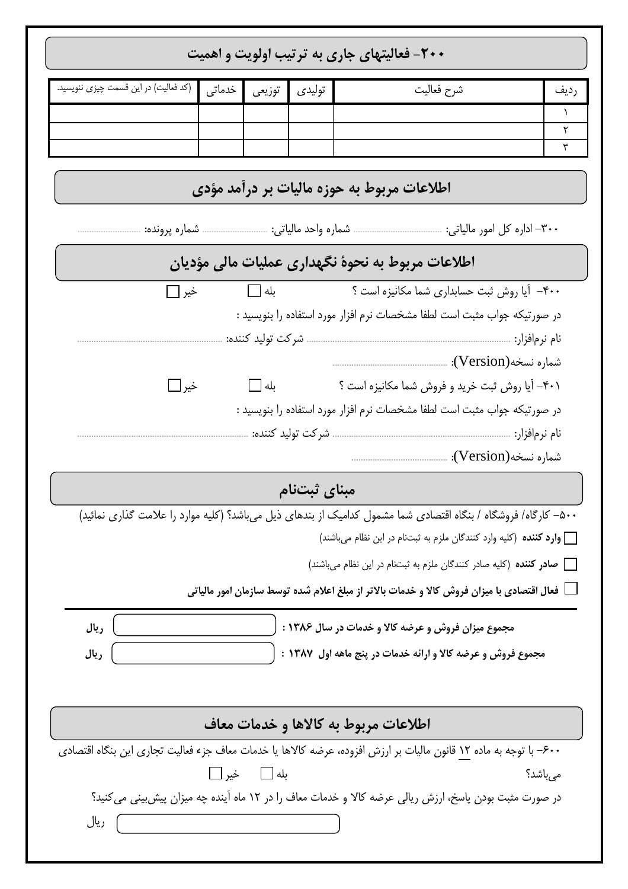## ۲۰۰- فعالیتهای جاری به ترتیب اولویت و اهمیت

| ردیف | شرح فعالیت | تولیدی | توزیعی | خدماتی | (کد فعالیت) در این قسمت چیزی ننویسید. |
|---|---|---|---|---|---|
| ۱ | | | | | |
| ۲ | | | | | |
| ۳ | | | | | |

## اطلاعات مربوط به حوزه مالیات بر درآمد مؤدی

۳۰۰- اداره کل امور مالیاتی: .................................. شماره واحد مالیاتی: .......................... شماره پرونده: ..........................

## اطلاعات مربوط به نحوهٔ نگهداری عملیات مالی مؤدیان

۴۰۰- آیا روش ثبت حسابداری شما مکانیزه است ؟ بله ☐ خیر ☐

در صورتیکه جواب مثبت است لطفا مشخصات نرم افزار مورد استفاده را بنویسید :

نام نرم‌افزار: .................................. شرکت تولید کننده: ..................................

شماره نسخه(Version): ..................................

۴۰۱- آیا روش ثبت خرید و فروش شما مکانیزه است ؟ بله ☐ خیر ☐

در صورتیکه جواب مثبت است لطفا مشخصات نرم افزار مورد استفاده را بنویسید :

نام نرم‌افزار: .................................. شرکت تولید کننده: ..................................

شماره نسخه(Version): ..................................

## مبنای ثبت‌نام

۵۰۰- کارگاه/ فروشگاه / بنگاه اقتصادی شما مشمول کدامیک از بندهای ذیل می‌باشد؟ (کلیه موارد را علامت گذاری نمائید)

☐ **وارد کننده** (کلیه وارد کنندگان ملزم به ثبت‌نام در این نظام می‌باشند)

☐ **صادر کننده** (کلیه صادر کنندگان ملزم به ثبت‌نام در این نظام می‌باشند)

☐ **فعال اقتصادی با میزان فروش کالا و خدمات بالاتر از مبلغ اعلام شده توسط سازمان امور مالیاتی**

---

**مجموع میزان فروش و عرضه کالا و خدمات در سال ۱۳۸۶ :** .......................... **ریال**

**مجموع فروش و عرضه کالا و ارائه خدمات در پنج ماهه اول ۱۳۸۷ :** .......................... **ریال**

## اطلاعات مربوط به کالاها و خدمات معاف

۶۰۰- با توجه به ماده ۱۲ قانون مالیات بر ارزش افزوده، عرضه کالاها یا خدمات معاف جزء فعالیت تجاری این بنگاه اقتصادی می‌باشد؟ بله ☐ خیر ☐

در صورت مثبت بودن پاسخ، ارزش ریالی عرضه کالا و خدمات معاف را در ۱۲ ماه آینده چه میزان پیش‌بینی می‌کنید؟

.......................... ریال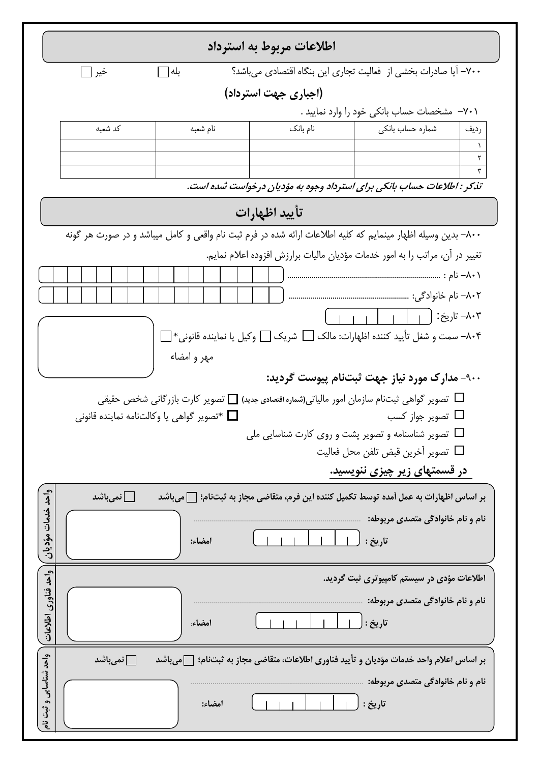## اطلاعات مربوط به استرداد

۷۰۰- آیا صادرات بخشی از فعالیت تجاری این بنگاه اقتصادی می‌باشد؟ بله ☐ خیر ☐

### (اجباری جهت استرداد)

۷۰۱- مشخصات حساب بانکی خود را وارد نمایید .

| ردیف | شماره حساب بانکی | نام بانک | نام شعبه | کد شعبه |
| --- | --- | --- | --- | --- |
| ۱ | | | | |
| ۲ | | | | |
| ۳ | | | | |

***تذکر : اطلاعات حساب بانکی برای استرداد وجوه به مؤدیان درخواست شده است.***

## تأیید اظهارات

۸۰۰- بدین وسیله اظهار مینمایم که کلیه اطلاعات ارائه شده در فرم ثبت نام واقعی و کامل میباشد و در صورت هر گونه تغییر در آن، مراتب را به امور خدمات مؤدیان مالیات برارزش افزوده اعلام نمایم.

۸۰۱- نام : ..............................

۸۰۲- نام خانوادگی: ..............................

۸۰۳- تاریخ:

۸۰۴- سمت و شغل تأیید کننده اظهارات: مالک ☐ شریک ☐ وکیل یا نماینده قانونی* ☐

مهر و امضاء

**۹۰۰- مدارک مورد نیاز جهت ثبت‌نام پیوست گردید:**

- ☐ تصویر گواهی ثبت‌نام سازمان امور مالیاتی(شماره اقتصادی جدید) ☐ تصویر کارت بازرگانی شخص حقیقی
- ☐ تصویر جواز کسب ☐ *تصویر گواهی یا وکالت‌نامه نماینده قانونی
- ☐ تصویر شناسنامه و تصویر پشت و روی کارت شناسایی ملی
- ☐ تصویر آخرین قبض تلفن محل فعالیت

**در قسمتهای زیر چیزی ننویسید.**

**واحد خدمات مؤدیان**

**بر اساس اظهارات به عمل آمده توسط تکمیل کننده این فرم، متقاضی مجاز به ثبت‌نام؛ ☐ می‌باشد ☐ نمی‌باشد**

**نام و نام خانوادگی متصدی مربوطه:** ..............................

**تاریخ :** **امضاء:**

**واحد فناوری اطلاعات**

**اطلاعات مؤدی در سیستم کامپیوتری ثبت گردید.**

**نام و نام خانوادگی متصدی مربوطه:** ..............................

**تاریخ :** **امضاء:**

**واحد شناسایی و ثبت نام**

**بر اساس اعلام واحد خدمات مؤدیان و تأیید فناوری اطلاعات، متقاضی مجاز به ثبت‌نام؛ ☐ می‌باشد ☐ نمی‌باشد**

**نام و نام خانوادگی متصدی مربوطه:** ..............................

**تاریخ :** **امضاء:**